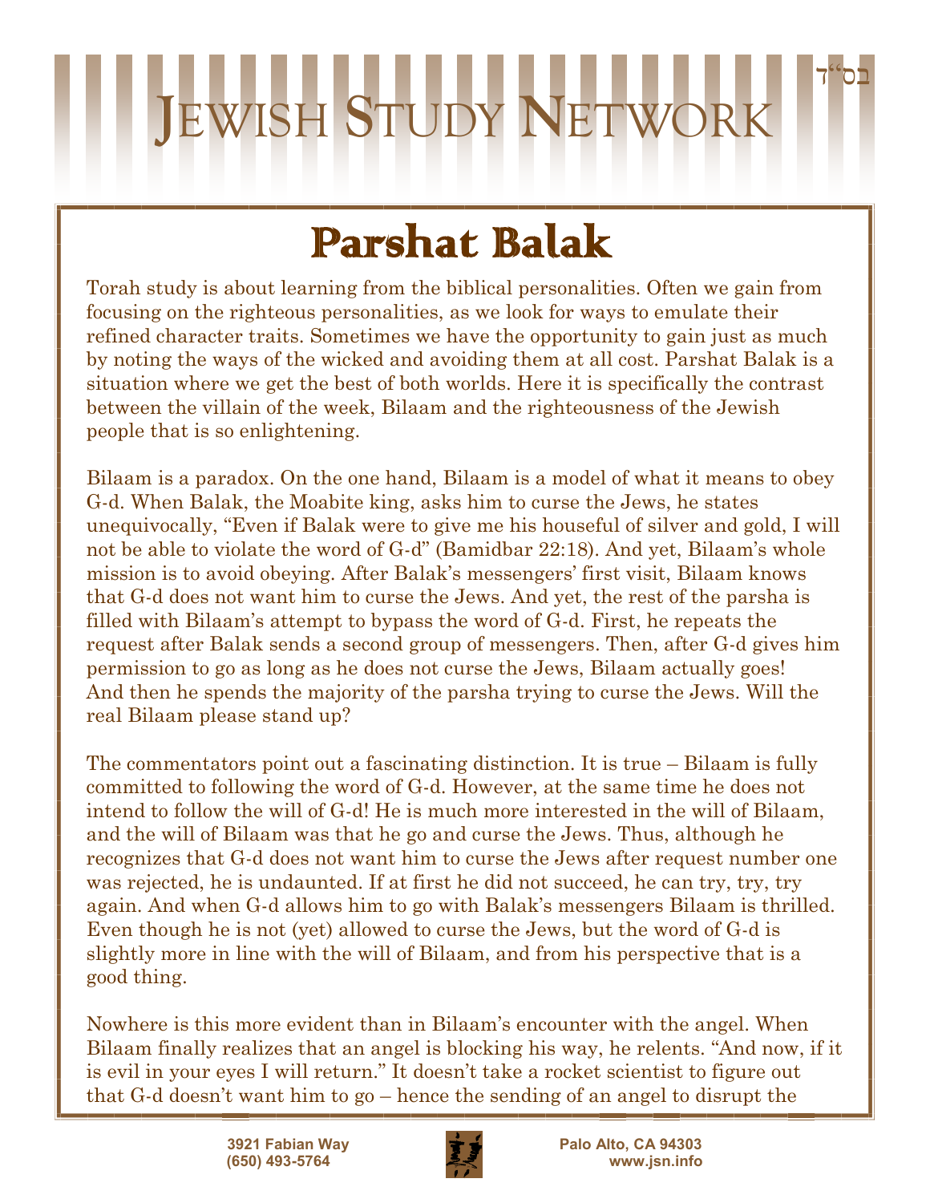# Parshat Balak

Torah study is about learning from the biblical personalities. Often we gain from focusing on the righteous personalities, as we look for ways to emulate their refined character traits. Sometimes we have the opportunity to gain just as much by noting the ways of the wicked and avoiding them at all cost. Parshat Balak is a situation where we get the best of both worlds. Here it is specifically the contrast between the villain of the week, Bilaam and the righteousness of the Jewish people that is so enlightening.

Bilaam is a paradox. On the one hand, Bilaam is a model of what it means to obey G-d. When Balak, the Moabite king, asks him to curse the Jews, he states unequivocally, "Even if Balak were to give me his houseful of silver and gold, I will not be able to violate the word of G-d" (Bamidbar 22:18). And yet, Bilaam's whole mission is to avoid obeying. After Balak's messengers' first visit, Bilaam knows that G-d does not want him to curse the Jews. And yet, the rest of the parsha is filled with Bilaam's attempt to bypass the word of G-d. First, he repeats the request after Balak sends a second group of messengers. Then, after G-d gives him permission to go as long as he does not curse the Jews, Bilaam actually goes! And then he spends the majority of the parsha trying to curse the Jews. Will the real Bilaam please stand up?

The commentators point out a fascinating distinction. It is true – Bilaam is fully committed to following the word of G-d. However, at the same time he does not intend to follow the will of G-d! He is much more interested in the will of Bilaam, and the will of Bilaam was that he go and curse the Jews. Thus, although he recognizes that G-d does not want him to curse the Jews after request number one was rejected, he is undaunted. If at first he did not succeed, he can try, try, try again. And when G-d allows him to go with Balak's messengers Bilaam is thrilled. Even though he is not (yet) allowed to curse the Jews, but the word of G-d is slightly more in line with the will of Bilaam, and from his perspective that is a good thing.

Nowhere is this more evident than in Bilaam's encounter with the angel. When Bilaam finally realizes that an angel is blocking his way, he relents. "And now, if it is evil in your eyes I will return." It doesn't take a rocket scientist to figure out that G-d doesn't want him to go – hence the sending of an angel to disrupt the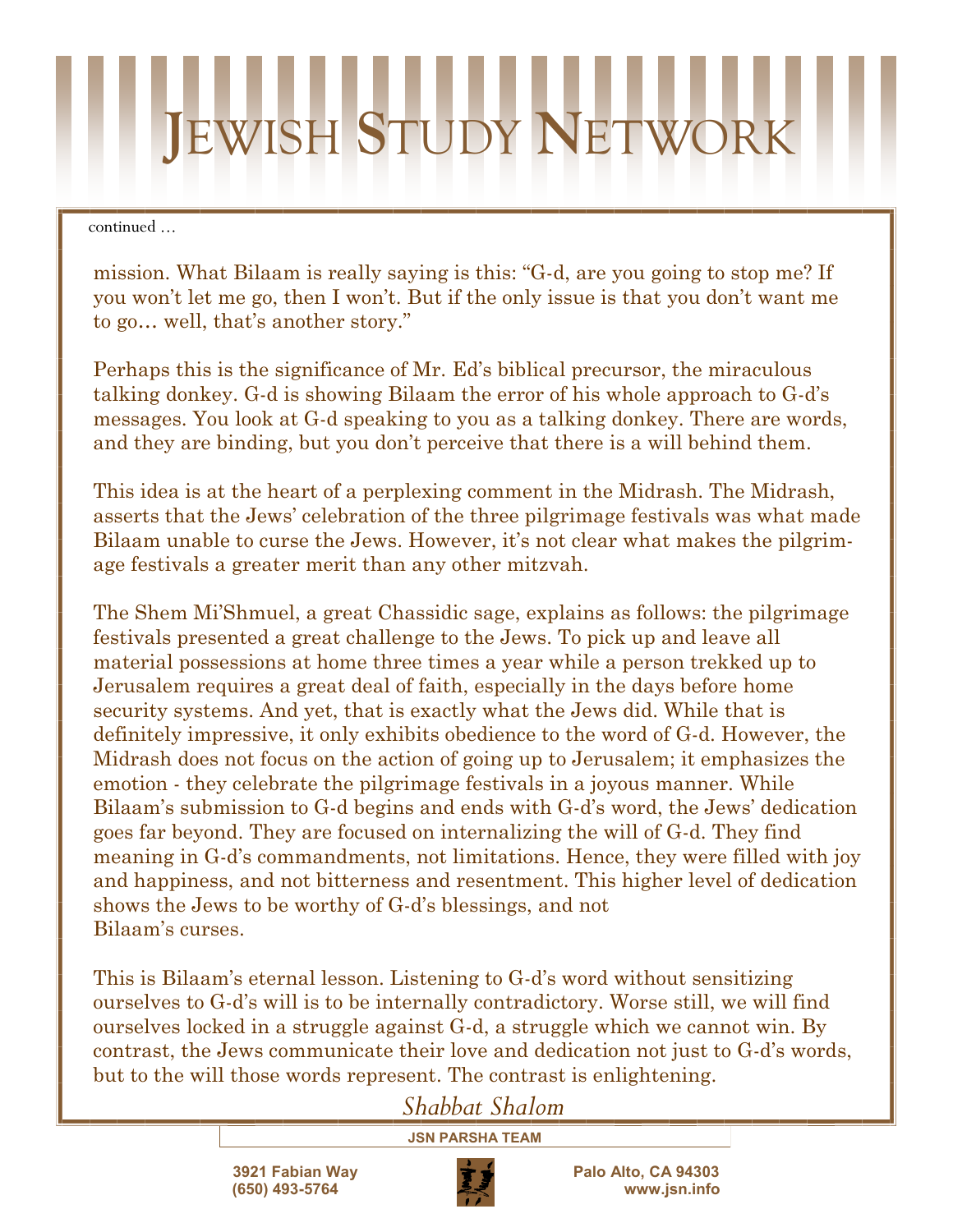continued …

mission. What Bilaam is really saying is this: "G-d, are you going to stop me? If you won't let me go, then I won't. But if the only issue is that you don't want me to go… well, that's another story."

Perhaps this is the significance of Mr. Ed's biblical precursor, the miraculous talking donkey. G-d is showing Bilaam the error of his whole approach to G-d's messages. You look at G-d speaking to you as a talking donkey. There are words, and they are binding, but you don't perceive that there is a will behind them.

This idea is at the heart of a perplexing comment in the Midrash. The Midrash, asserts that the Jews' celebration of the three pilgrimage festivals was what made Bilaam unable to curse the Jews. However, it's not clear what makes the pilgrimage festivals a greater merit than any other mitzvah.

The Shem Mi'Shmuel, a great Chassidic sage, explains as follows: the pilgrimage festivals presented a great challenge to the Jews. To pick up and leave all material possessions at home three times a year while a person trekked up to Jerusalem requires a great deal of faith, especially in the days before home security systems. And yet, that is exactly what the Jews did. While that is definitely impressive, it only exhibits obedience to the word of G-d. However, the Midrash does not focus on the action of going up to Jerusalem; it emphasizes the emotion - they celebrate the pilgrimage festivals in a joyous manner. While Bilaam's submission to G-d begins and ends with G-d's word, the Jews' dedication goes far beyond. They are focused on internalizing the will of G-d. They find meaning in G-d's commandments, not limitations. Hence, they were filled with joy and happiness, and not bitterness and resentment. This higher level of dedication shows the Jews to be worthy of G-d's blessings, and not Bilaam's curses.

This is Bilaam's eternal lesson. Listening to G-d's word without sensitizing ourselves to G-d's will is to be internally contradictory. Worse still, we will find ourselves locked in a struggle against G-d, a struggle which we cannot win. By contrast, the Jews communicate their love and dedication not just to G-d's words, but to the will those words represent. The contrast is enlightening.

*Shabbat Shalom*

**JSN PARSHA TEAM**